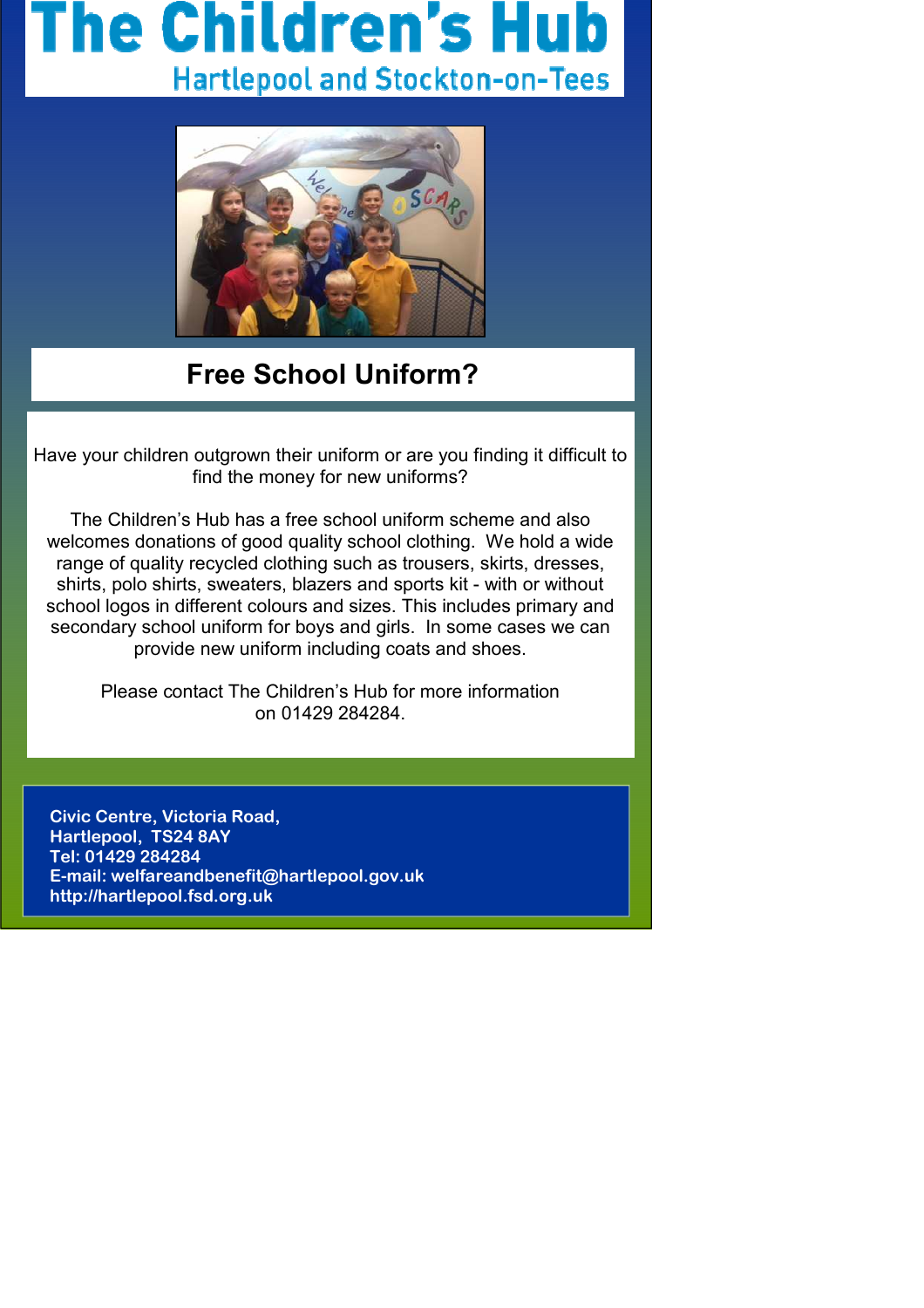# The Children's Hub

## Hartlepool and Stockton-on-Tees

## Free School Uniform?

Have your children outgrown their uniform or are you finding it difficult to find the money for new uniforms?

The Children's Hub has a free school uniform scheme and also welcomes donations of good quality school clothing. We hold a wide range of quality recycled clothing such as trousers, skirts, dresses, shirts, polo shirts, sweaters, blazers and sports kit - with or without school logos in different colours and sizes. This includes primary and secondary school uniform for boys and girls. In some cases we can provide new uniform including coats and shoes.

Please contact The Children's Hub for more information on 01429 284284.

**Civic Centre, Victoria Road,**
**Hartlepool, TS24 8AY**
**Tel: 01429 284284**
**E-mail: welfareandbenefit@hartlepool.gov.uk**
**http://hartlepool.fsd.org.uk**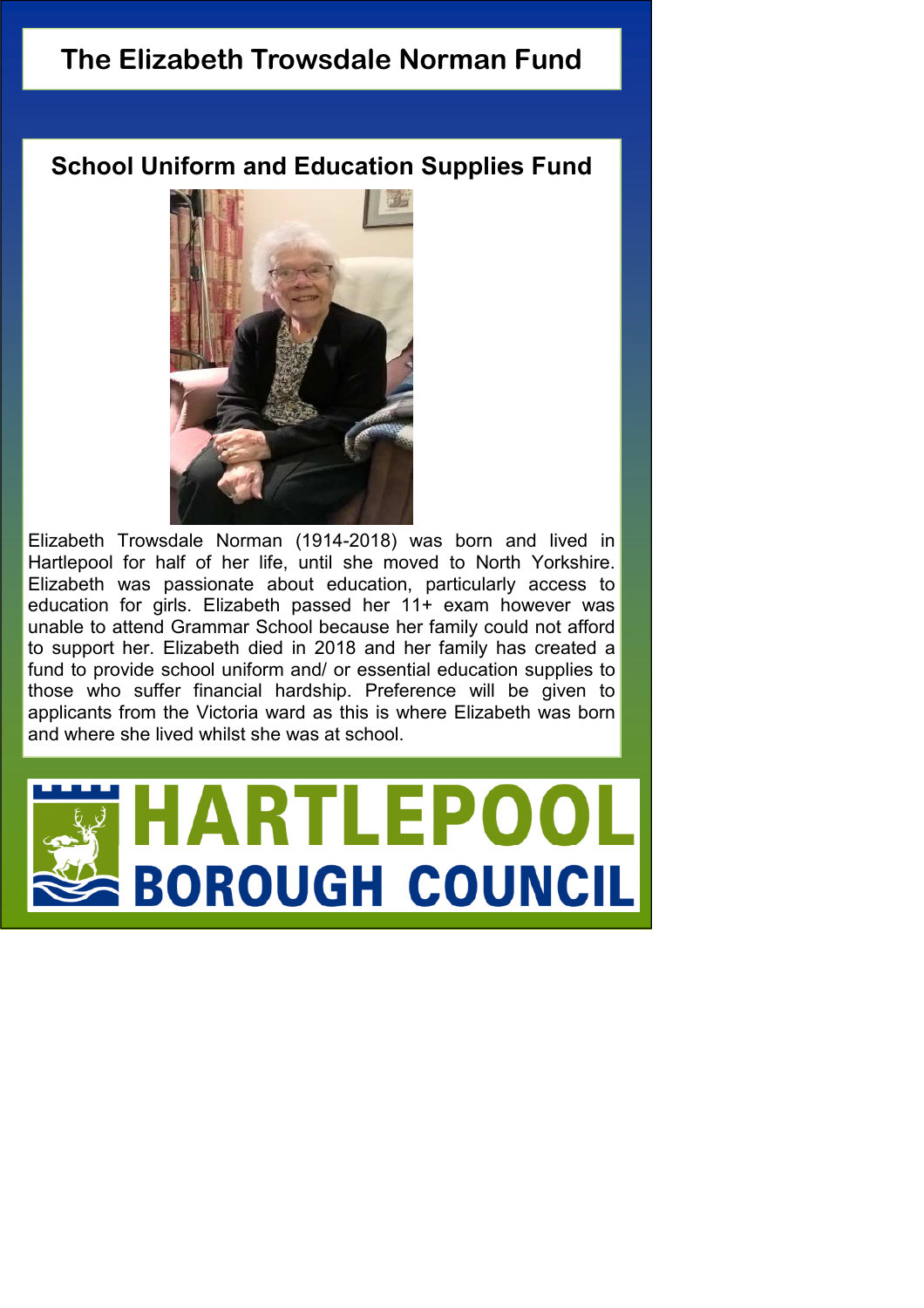# The Elizabeth Trowsdale Norman Fund

## School Uniform and Education Supplies Fund

Elizabeth Trowsdale Norman (1914-2018) was born and lived in Hartlepool for half of her life, until she moved to North Yorkshire. Elizabeth was passionate about education, particularly access to education for girls. Elizabeth passed her 11+ exam however was unable to attend Grammar School because her family could not afford to support her. Elizabeth died in 2018 and her family has created a fund to provide school uniform and/ or essential education supplies to those who suffer financial hardship. Preference will be given to applicants from the Victoria ward as this is where Elizabeth was born and where she lived whilst she was at school.

HARTLEPOOL BOROUGH COUNCIL